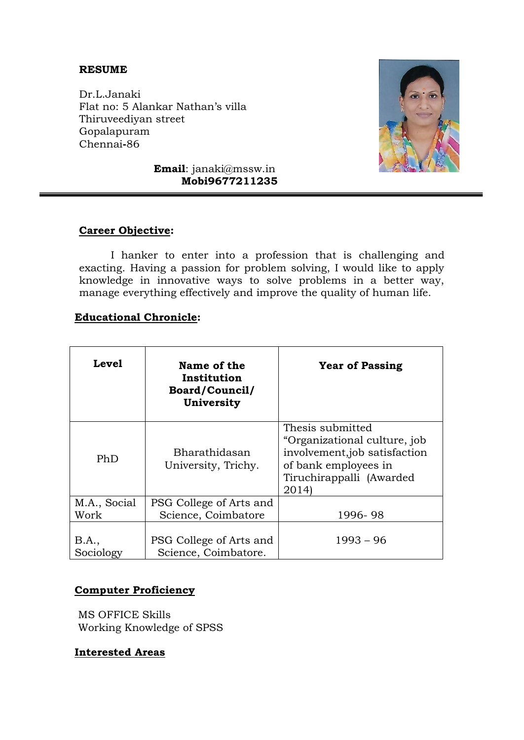# RESUME

Dr.L.Janaki
Flat no: 5 Alankar Nathan's villa
Thiruveediyan street
Gopalapuram
Chennai-86

**Email**: janaki@mssw.in
**Mobi9677211235**

---

## Career Objective:

I hanker to enter into a profession that is challenging and exacting. Having a passion for problem solving, I would like to apply knowledge in innovative ways to solve problems in a better way, manage everything effectively and improve the quality of human life.

## Educational Chronicle:

| Level | Name of the Institution Board/Council/ University | Year of Passing |
|---|---|---|
| PhD | Bharathidasan University, Trichy. | Thesis submitted "Organizational culture, job involvement,job satisfaction of bank employees in Tiruchirappalli (Awarded 2014) |
| M.A., Social Work | PSG College of Arts and Science, Coimbatore | 1996- 98 |
| B.A., Sociology | PSG College of Arts and Science, Coimbatore. | 1993 – 96 |

## Computer Proficiency

MS OFFICE Skills
Working Knowledge of SPSS

## Interested Areas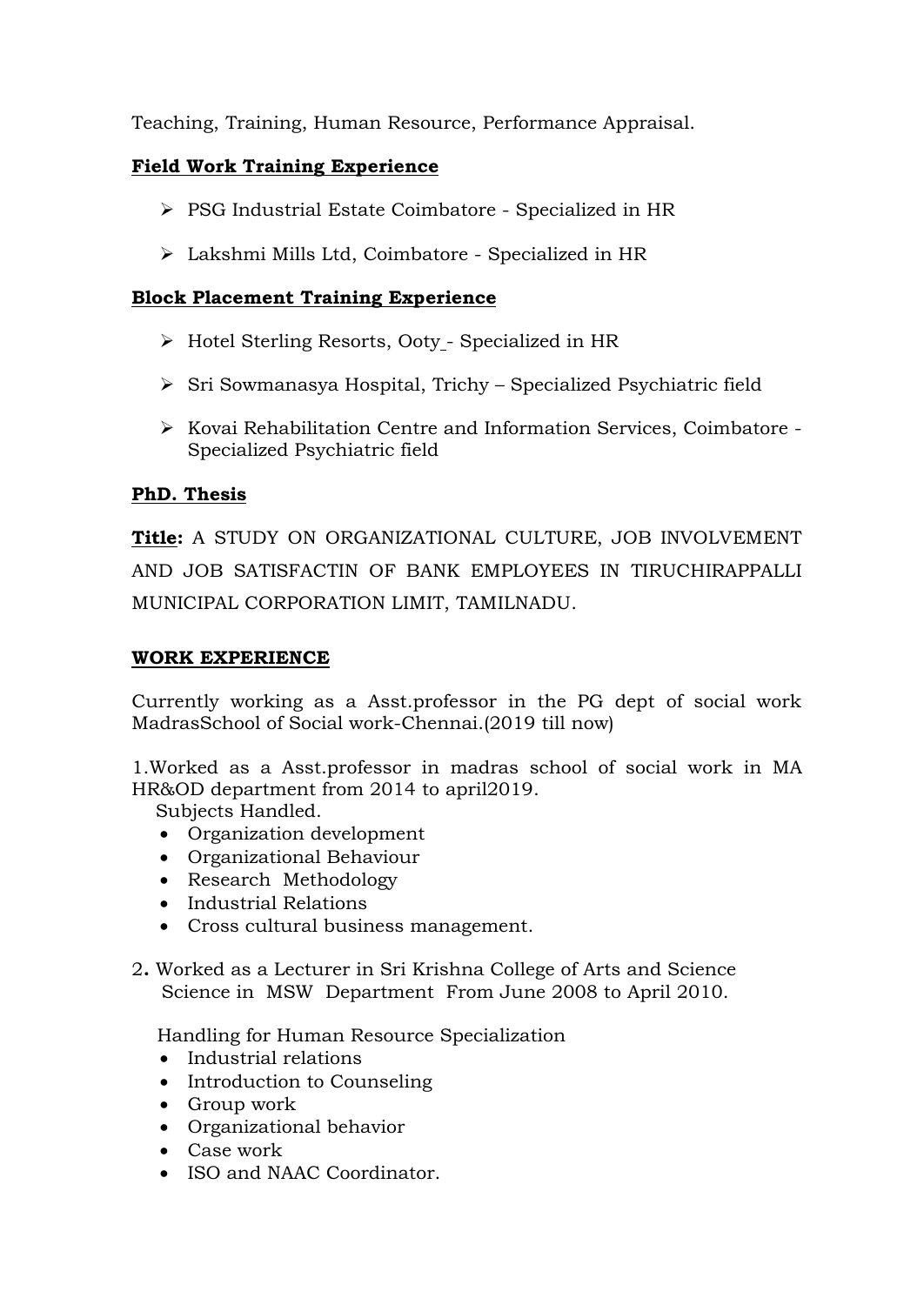Teaching, Training, Human Resource, Performance Appraisal.

**Field Work Training Experience**

- PSG Industrial Estate Coimbatore - Specialized in HR
- Lakshmi Mills Ltd, Coimbatore - Specialized in HR

**Block Placement Training Experience**

- Hotel Sterling Resorts, Ooty - Specialized in HR
- Sri Sowmanasya Hospital, Trichy – Specialized Psychiatric field
- Kovai Rehabilitation Centre and Information Services, Coimbatore - Specialized Psychiatric field

**PhD. Thesis**

**Title:** A STUDY ON ORGANIZATIONAL CULTURE, JOB INVOLVEMENT AND JOB SATISFACTIN OF BANK EMPLOYEES IN TIRUCHIRAPPALLI MUNICIPAL CORPORATION LIMIT, TAMILNADU.

**WORK EXPERIENCE**

Currently working as a Asst.professor in the PG dept of social work MadrasSchool of Social work-Chennai.(2019 till now)

1.Worked as a Asst.professor in madras school of social work in MA HR&OD department from 2014 to april2019.

Subjects Handled.

- Organization development
- Organizational Behaviour
- Research Methodology
- Industrial Relations
- Cross cultural business management.

2. Worked as a Lecturer in Sri Krishna College of Arts and Science Science in MSW Department From June 2008 to April 2010.

Handling for Human Resource Specialization

- Industrial relations
- Introduction to Counseling
- Group work
- Organizational behavior
- Case work
- ISO and NAAC Coordinator.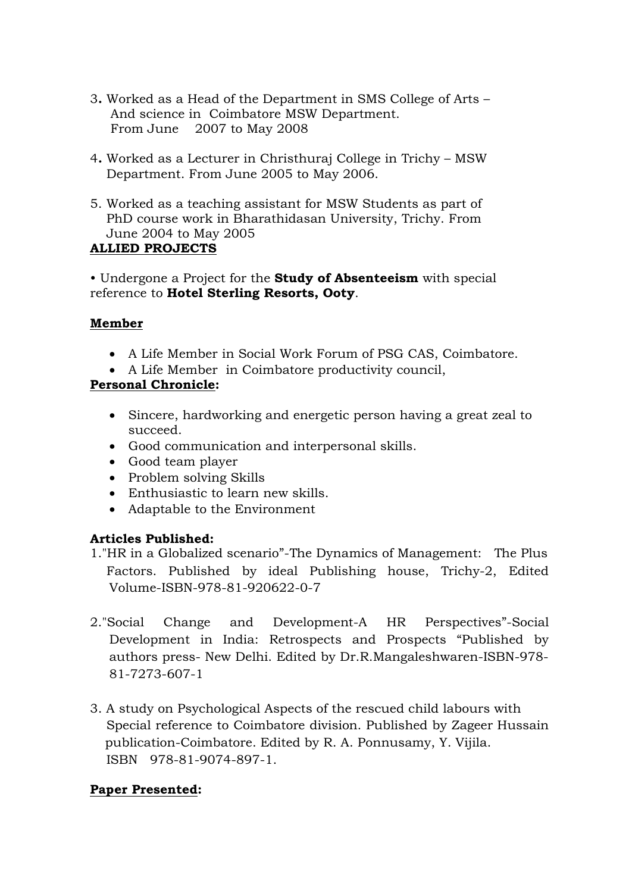3. Worked as a Head of the Department in SMS College of Arts – And science in Coimbatore MSW Department. From June 2007 to May 2008

4. Worked as a Lecturer in Christhuraj College in Trichy – MSW Department. From June 2005 to May 2006.

5. Worked as a teaching assistant for MSW Students as part of PhD course work in Bharathidasan University, Trichy. From June 2004 to May 2005

**ALLIED PROJECTS**

• Undergone a Project for the **Study of Absenteeism** with special reference to **Hotel Sterling Resorts, Ooty**.

**Member**

- A Life Member in Social Work Forum of PSG CAS, Coimbatore.
- A Life Member in Coimbatore productivity council,

**Personal Chronicle:**

- Sincere, hardworking and energetic person having a great zeal to succeed.
- Good communication and interpersonal skills.
- Good team player
- Problem solving Skills
- Enthusiastic to learn new skills.
- Adaptable to the Environment

**Articles Published:**

1. "HR in a Globalized scenario"-The Dynamics of Management: The Plus Factors. Published by ideal Publishing house, Trichy-2, Edited Volume-ISBN-978-81-920622-0-7

2. "Social Change and Development-A HR Perspectives"-Social Development in India: Retrospects and Prospects "Published by authors press- New Delhi. Edited by Dr.R.Mangaleshwaren-ISBN-978-81-7273-607-1

3. A study on Psychological Aspects of the rescued child labours with Special reference to Coimbatore division. Published by Zageer Hussain publication-Coimbatore. Edited by R. A. Ponnusamy, Y. Vijila. ISBN 978-81-9074-897-1.

**Paper Presented:**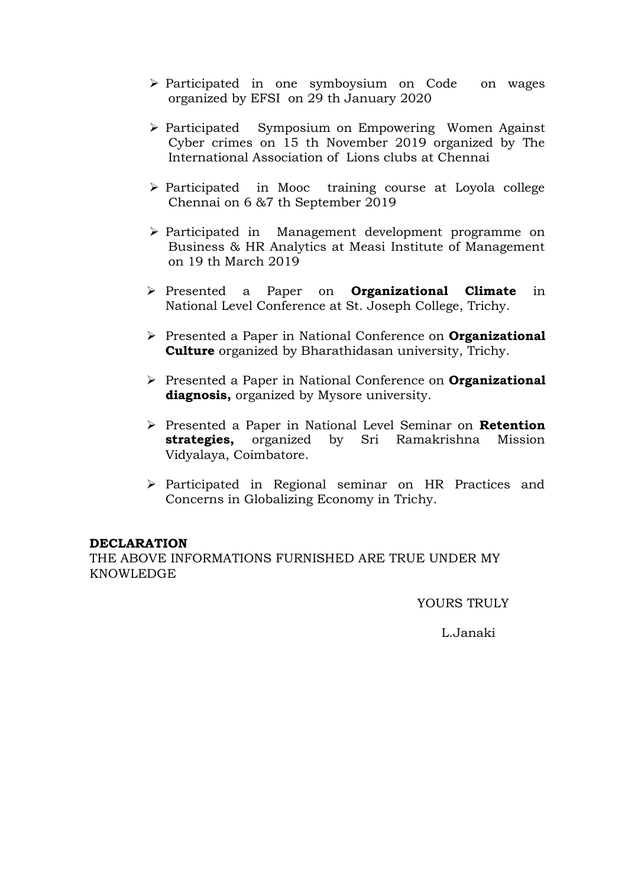- Participated in one symboysium on Code on wages organized by EFSI on 29 th January 2020
- Participated Symposium on Empowering Women Against Cyber crimes on 15 th November 2019 organized by The International Association of Lions clubs at Chennai
- Participated in Mooc training course at Loyola college Chennai on 6 &7 th September 2019
- Participated in Management development programme on Business & HR Analytics at Measi Institute of Management on 19 th March 2019
- Presented a Paper on **Organizational Climate** in National Level Conference at St. Joseph College, Trichy.
- Presented a Paper in National Conference on **Organizational Culture** organized by Bharathidasan university, Trichy.
- Presented a Paper in National Conference on **Organizational diagnosis,** organized by Mysore university.
- Presented a Paper in National Level Seminar on **Retention strategies,** organized by Sri Ramakrishna Mission Vidyalaya, Coimbatore.
- Participated in Regional seminar on HR Practices and Concerns in Globalizing Economy in Trichy.

**DECLARATION**

THE ABOVE INFORMATIONS FURNISHED ARE TRUE UNDER MY KNOWLEDGE

YOURS TRULY

L.Janaki